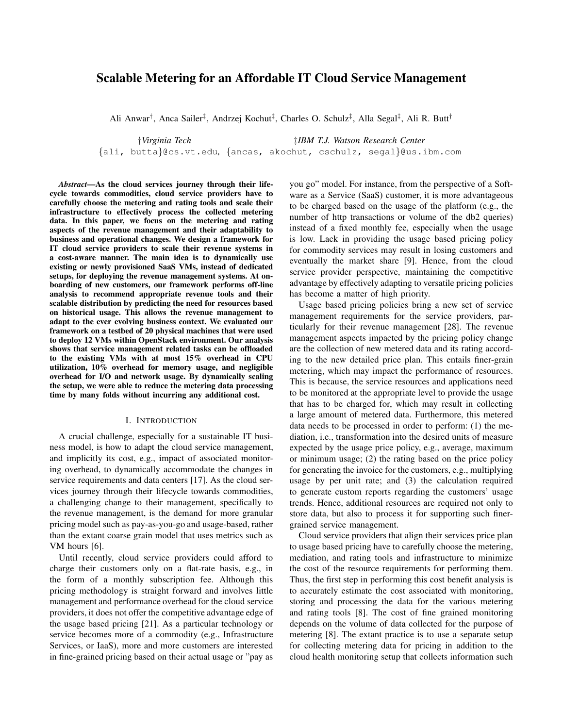# Scalable Metering for an Affordable IT Cloud Service Management

Ali Anwar[†], Anca Sailer[‡], Andrzej Kochut[‡], Charles O. Schulz[‡], Alla Segal[‡], Ali R. Butt[†]

[†]*Virginia Tech* [‡]*IBM T.J. Watson Research Center*
{ali, butta}@cs.vt.edu, {ancas, akochut, cschulz, segal}@us.ibm.com

***Abstract*—As the cloud services journey through their lifecycle towards commodities, cloud service providers have to carefully choose the metering and rating tools and scale their infrastructure to effectively process the collected metering data. In this paper, we focus on the metering and rating aspects of the revenue management and their adaptability to business and operational changes. We design a framework for IT cloud service providers to scale their revenue systems in a cost-aware manner. The main idea is to dynamically use existing or newly provisioned SaaS VMs, instead of dedicated setups, for deploying the revenue management systems. At onboarding of new customers, our framework performs off-line analysis to recommend appropriate revenue tools and their scalable distribution by predicting the need for resources based on historical usage. This allows the revenue management to adapt to the ever evolving business context. We evaluated our framework on a testbed of 20 physical machines that were used to deploy 12 VMs within OpenStack environment. Our analysis shows that service management related tasks can be offloaded to the existing VMs with at most 15% overhead in CPU utilization, 10% overhead for memory usage, and negligible overhead for I/O and network usage. By dynamically scaling the setup, we were able to reduce the metering data processing time by many folds without incurring any additional cost.**

## I. Introduction

A crucial challenge, especially for a sustainable IT business model, is how to adapt the cloud service management, and implicitly its cost, e.g., impact of associated monitoring overhead, to dynamically accommodate the changes in service requirements and data centers [17]. As the cloud services journey through their lifecycle towards commodities, a challenging change to their management, specifically to the revenue management, is the demand for more granular pricing model such as pay-as-you-go and usage-based, rather than the extant coarse grain model that uses metrics such as VM hours [6].

Until recently, cloud service providers could afford to charge their customers only on a flat-rate basis, e.g., in the form of a monthly subscription fee. Although this pricing methodology is straight forward and involves little management and performance overhead for the cloud service providers, it does not offer the competitive advantage edge of the usage based pricing [21]. As a particular technology or service becomes more of a commodity (e.g., Infrastructure Services, or IaaS), more and more customers are interested in fine-grained pricing based on their actual usage or "pay as you go" model. For instance, from the perspective of a Software as a Service (SaaS) customer, it is more advantageous to be charged based on the usage of the platform (e.g., the number of http transactions or volume of the db2 queries) instead of a fixed monthly fee, especially when the usage is low. Lack in providing the usage based pricing policy for commodity services may result in losing customers and eventually the market share [9]. Hence, from the cloud service provider perspective, maintaining the competitive advantage by effectively adapting to versatile pricing policies has become a matter of high priority.

Usage based pricing policies bring a new set of service management requirements for the service providers, particularly for their revenue management [28]. The revenue management aspects impacted by the pricing policy change are the collection of new metered data and its rating according to the new detailed price plan. This entails finer-grain metering, which may impact the performance of resources. This is because, the service resources and applications need to be monitored at the appropriate level to provide the usage that has to be charged for, which may result in collecting a large amount of metered data. Furthermore, this metered data needs to be processed in order to perform: (1) the mediation, i.e., transformation into the desired units of measure expected by the usage price policy, e.g., average, maximum or minimum usage; (2) the rating based on the price policy for generating the invoice for the customers, e.g., multiplying usage by per unit rate; and (3) the calculation required to generate custom reports regarding the customers' usage trends. Hence, additional resources are required not only to store data, but also to process it for supporting such finer-grained service management.

Cloud service providers that align their services price plan to usage based pricing have to carefully choose the metering, mediation, and rating tools and infrastructure to minimize the cost of the resource requirements for performing them. Thus, the first step in performing this cost benefit analysis is to accurately estimate the cost associated with monitoring, storing and processing the data for the various metering and rating tools [8]. The cost of fine grained monitoring depends on the volume of data collected for the purpose of metering [8]. The extant practice is to use a separate setup for collecting metering data for pricing in addition to the cloud health monitoring setup that collects information such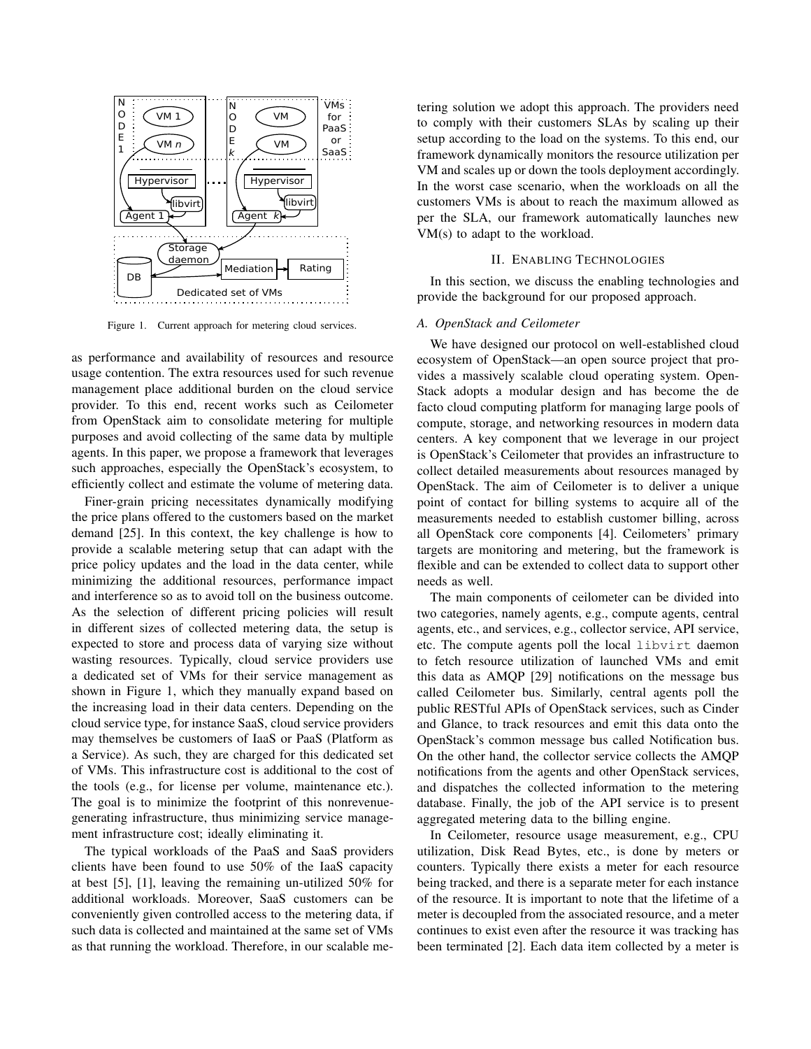Figure 1. Current approach for metering cloud services.

as performance and availability of resources and resource usage contention. The extra resources used for such revenue management place additional burden on the cloud service provider. To this end, recent works such as Ceilometer from OpenStack aim to consolidate metering for multiple purposes and avoid collecting of the same data by multiple agents. In this paper, we propose a framework that leverages such approaches, especially the OpenStack's ecosystem, to efficiently collect and estimate the volume of metering data.

Finer-grain pricing necessitates dynamically modifying the price plans offered to the customers based on the market demand [25]. In this context, the key challenge is how to provide a scalable metering setup that can adapt with the price policy updates and the load in the data center, while minimizing the additional resources, performance impact and interference so as to avoid toll on the business outcome. As the selection of different pricing policies will result in different sizes of collected metering data, the setup is expected to store and process data of varying size without wasting resources. Typically, cloud service providers use a dedicated set of VMs for their service management as shown in Figure 1, which they manually expand based on the increasing load in their data centers. Depending on the cloud service type, for instance SaaS, cloud service providers may themselves be customers of IaaS or PaaS (Platform as a Service). As such, they are charged for this dedicated set of VMs. This infrastructure cost is additional to the cost of the tools (e.g., for license per volume, maintenance etc.). The goal is to minimize the footprint of this nonrevenue-generating infrastructure, thus minimizing service management infrastructure cost; ideally eliminating it.

The typical workloads of the PaaS and SaaS providers clients have been found to use 50% of the IaaS capacity at best [5], [1], leaving the remaining un-utilized 50% for additional workloads. Moreover, SaaS customers can be conveniently given controlled access to the metering data, if such data is collected and maintained at the same set of VMs as that running the workload. Therefore, in our scalable metering solution we adopt this approach. The providers need to comply with their customers SLAs by scaling up their setup according to the load on the systems. To this end, our framework dynamically monitors the resource utilization per VM and scales up or down the tools deployment accordingly. In the worst case scenario, when the workloads on all the customers VMs is about to reach the maximum allowed as per the SLA, our framework automatically launches new VM(s) to adapt to the workload.

## II. Enabling Technologies

In this section, we discuss the enabling technologies and provide the background for our proposed approach.

### A. OpenStack and Ceilometer

We have designed our protocol on well-established cloud ecosystem of OpenStack—an open source project that provides a massively scalable cloud operating system. OpenStack adopts a modular design and has become the de facto cloud computing platform for managing large pools of compute, storage, and networking resources in modern data centers. A key component that we leverage in our project is OpenStack's Ceilometer that provides an infrastructure to collect detailed measurements about resources managed by OpenStack. The aim of Ceilometer is to deliver a unique point of contact for billing systems to acquire all of the measurements needed to establish customer billing, across all OpenStack core components [4]. Ceilometers' primary targets are monitoring and metering, but the framework is flexible and can be extended to collect data to support other needs as well.

The main components of ceilometer can be divided into two categories, namely agents, e.g., compute agents, central agents, etc., and services, e.g., collector service, API service, etc. The compute agents poll the local `libvirt` daemon to fetch resource utilization of launched VMs and emit this data as AMQP [29] notifications on the message bus called Ceilometer bus. Similarly, central agents poll the public RESTful APIs of OpenStack services, such as Cinder and Glance, to track resources and emit this data onto the OpenStack's common message bus called Notification bus. On the other hand, the collector service collects the AMQP notifications from the agents and other OpenStack services, and dispatches the collected information to the metering database. Finally, the job of the API service is to present aggregated metering data to the billing engine.

In Ceilometer, resource usage measurement, e.g., CPU utilization, Disk Read Bytes, etc., is done by meters or counters. Typically there exists a meter for each resource being tracked, and there is a separate meter for each instance of the resource. It is important to note that the lifetime of a meter is decoupled from the associated resource, and a meter continues to exist even after the resource it was tracking has been terminated [2]. Each data item collected by a meter is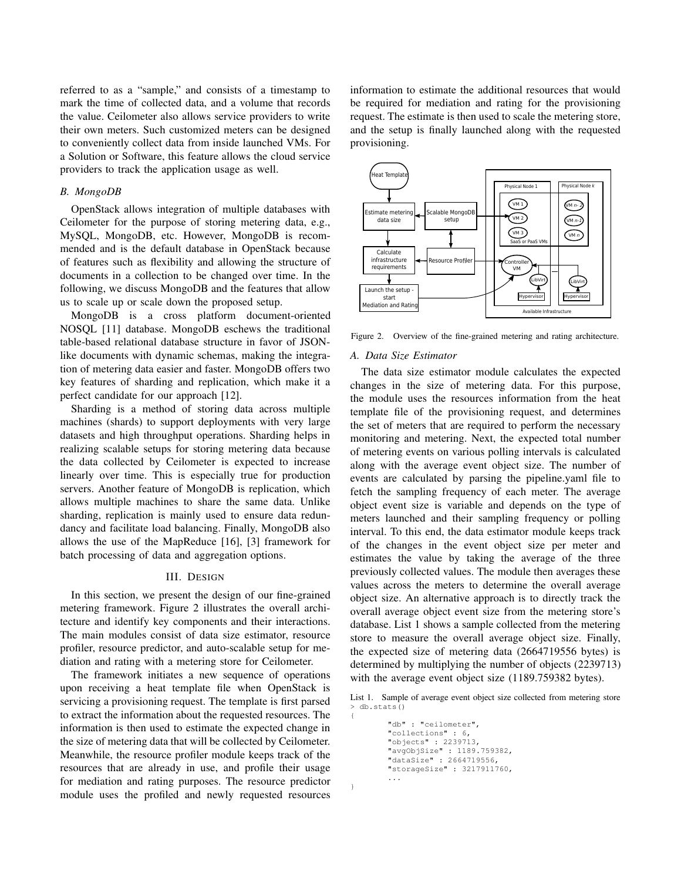referred to as a "sample," and consists of a timestamp to mark the time of collected data, and a volume that records the value. Ceilometer also allows service providers to write their own meters. Such customized meters can be designed to conveniently collect data from inside launched VMs. For a Solution or Software, this feature allows the cloud service providers to track the application usage as well.

### *B. MongoDB*

OpenStack allows integration of multiple databases with Ceilometer for the purpose of storing metering data, e.g., MySQL, MongoDB, etc. However, MongoDB is recommended and is the default database in OpenStack because of features such as flexibility and allowing the structure of documents in a collection to be changed over time. In the following, we discuss MongoDB and the features that allow us to scale up or scale down the proposed setup.

MongoDB is a cross platform document-oriented NOSQL [11] database. MongoDB eschews the traditional table-based relational database structure in favor of JSON-like documents with dynamic schemas, making the integration of metering data easier and faster. MongoDB offers two key features of sharding and replication, which make it a perfect candidate for our approach [12].

Sharding is a method of storing data across multiple machines (shards) to support deployments with very large datasets and high throughput operations. Sharding helps in realizing scalable setups for storing metering data because the data collected by Ceilometer is expected to increase linearly over time. This is especially true for production servers. Another feature of MongoDB is replication, which allows multiple machines to share the same data. Unlike sharding, replication is mainly used to ensure data redundancy and facilitate load balancing. Finally, MongoDB also allows the use of the MapReduce [16], [3] framework for batch processing of data and aggregation options.

## III. Design

In this section, we present the design of our fine-grained metering framework. Figure 2 illustrates the overall architecture and identify key components and their interactions. The main modules consist of data size estimator, resource profiler, resource predictor, and auto-scalable setup for mediation and rating with a metering store for Ceilometer.

The framework initiates a new sequence of operations upon receiving a heat template file when OpenStack is servicing a provisioning request. The template is first parsed to extract the information about the requested resources. The information is then used to estimate the expected change in the size of metering data that will be collected by Ceilometer. Meanwhile, the resource profiler module keeps track of the resources that are already in use, and profile their usage for mediation and rating purposes. The resource predictor module uses the profiled and newly requested resources information to estimate the additional resources that would be required for mediation and rating for the provisioning request. The estimate is then used to scale the metering store, and the setup is finally launched along with the requested provisioning.

Figure 2. Overview of the fine-grained metering and rating architecture.

### *A. Data Size Estimator*

The data size estimator module calculates the expected changes in the size of metering data. For this purpose, the module uses the resources information from the heat template file of the provisioning request, and determines the set of meters that are required to perform the necessary monitoring and metering. Next, the expected total number of metering events on various polling intervals is calculated along with the average event object size. The number of events are calculated by parsing the pipeline.yaml file to fetch the sampling frequency of each meter. The average object event size is variable and depends on the type of meters launched and their sampling frequency or polling interval. To this end, the data estimator module keeps track of the changes in the event object size per meter and estimates the value by taking the average of the three previously collected values. The module then averages these values across the meters to determine the overall average object size. An alternative approach is to directly track the overall average object event size from the metering store's database. List 1 shows a sample collected from the metering store to measure the overall average object size. Finally, the expected size of metering data (2664719556 bytes) is determined by multiplying the number of objects (2239713) with the average event object size (1189.759382 bytes).

List 1. Sample of average event object size collected from metering store

```
> db.stats()
{
        "db" : "ceilometer",
        "collections" : 6,
        "objects" : 2239713,
        "avgObjSize" : 1189.759382,
        "dataSize" : 2664719556,
        "storageSize" : 3217911760,
        ...
}
```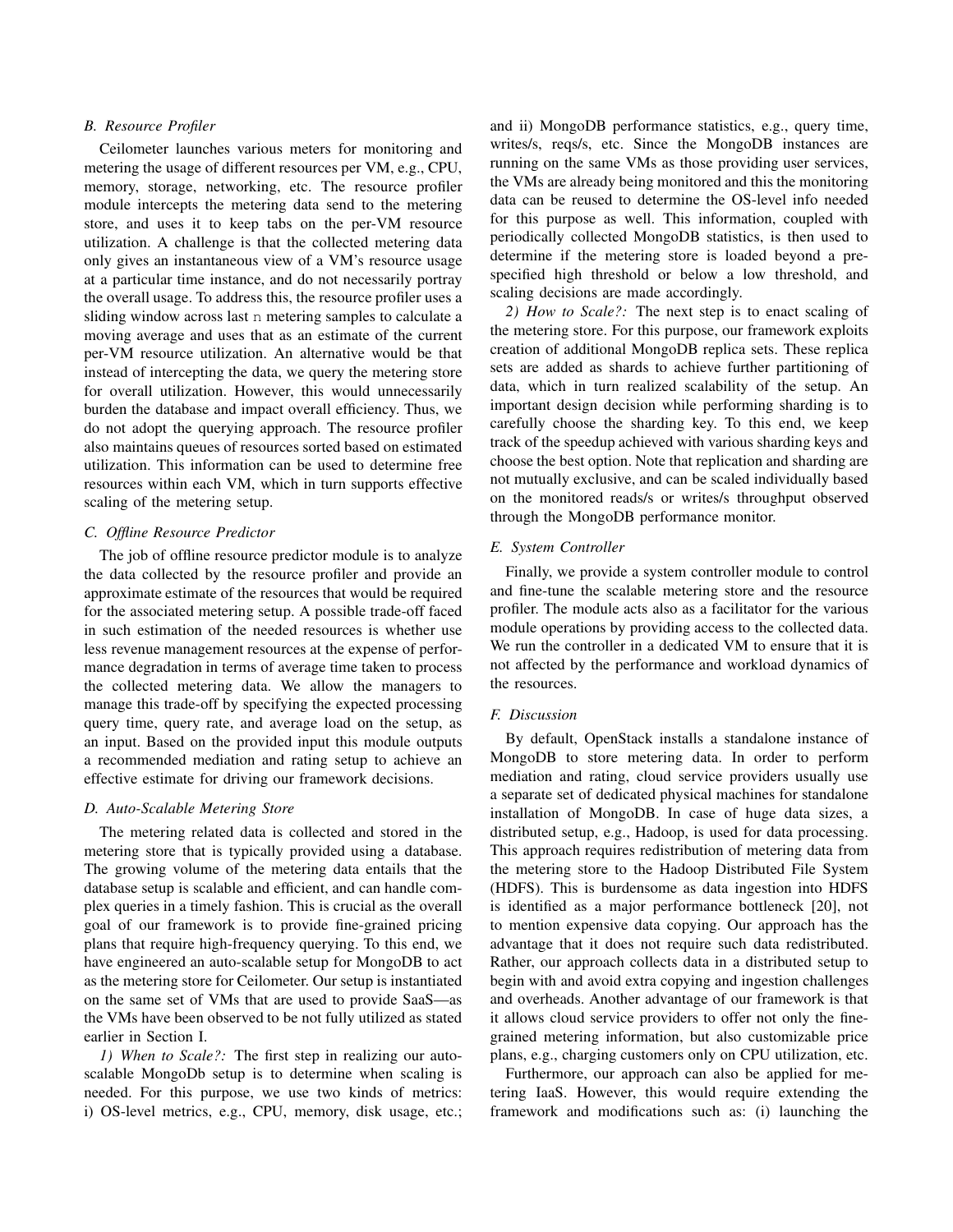### B. Resource Profiler

Ceilometer launches various meters for monitoring and metering the usage of different resources per VM, e.g., CPU, memory, storage, networking, etc. The resource profiler module intercepts the metering data send to the metering store, and uses it to keep tabs on the per-VM resource utilization. A challenge is that the collected metering data only gives an instantaneous view of a VM's resource usage at a particular time instance, and do not necessarily portray the overall usage. To address this, the resource profiler uses a sliding window across last `n` metering samples to calculate a moving average and uses that as an estimate of the current per-VM resource utilization. An alternative would be that instead of intercepting the data, we query the metering store for overall utilization. However, this would unnecessarily burden the database and impact overall efficiency. Thus, we do not adopt the querying approach. The resource profiler also maintains queues of resources sorted based on estimated utilization. This information can be used to determine free resources within each VM, which in turn supports effective scaling of the metering setup.

### C. Offline Resource Predictor

The job of offline resource predictor module is to analyze the data collected by the resource profiler and provide an approximate estimate of the resources that would be required for the associated metering setup. A possible trade-off faced in such estimation of the needed resources is whether use less revenue management resources at the expense of performance degradation in terms of average time taken to process the collected metering data. We allow the managers to manage this trade-off by specifying the expected processing query time, query rate, and average load on the setup, as an input. Based on the provided input this module outputs a recommended mediation and rating setup to achieve an effective estimate for driving our framework decisions.

### D. Auto-Scalable Metering Store

The metering related data is collected and stored in the metering store that is typically provided using a database. The growing volume of the metering data entails that the database setup is scalable and efficient, and can handle complex queries in a timely fashion. This is crucial as the overall goal of our framework is to provide fine-grained pricing plans that require high-frequency querying. To this end, we have engineered an auto-scalable setup for MongoDB to act as the metering store for Ceilometer. Our setup is instantiated on the same set of VMs that are used to provide SaaS—as the VMs have been observed to be not fully utilized as stated earlier in Section I.

*1) When to Scale?:* The first step in realizing our auto-scalable MongoDb setup is to determine when scaling is needed. For this purpose, we use two kinds of metrics: i) OS-level metrics, e.g., CPU, memory, disk usage, etc.; and ii) MongoDB performance statistics, e.g., query time, writes/s, reqs/s, etc. Since the MongoDB instances are running on the same VMs as those providing user services, the VMs are already being monitored and this the monitoring data can be reused to determine the OS-level info needed for this purpose as well. This information, coupled with periodically collected MongoDB statistics, is then used to determine if the metering store is loaded beyond a pre-specified high threshold or below a low threshold, and scaling decisions are made accordingly.

*2) How to Scale?:* The next step is to enact scaling of the metering store. For this purpose, our framework exploits creation of additional MongoDB replica sets. These replica sets are added as shards to achieve further partitioning of data, which in turn realized scalability of the setup. An important design decision while performing sharding is to carefully choose the sharding key. To this end, we keep track of the speedup achieved with various sharding keys and choose the best option. Note that replication and sharding are not mutually exclusive, and can be scaled individually based on the monitored reads/s or writes/s throughput observed through the MongoDB performance monitor.

### E. System Controller

Finally, we provide a system controller module to control and fine-tune the scalable metering store and the resource profiler. The module acts also as a facilitator for the various module operations by providing access to the collected data. We run the controller in a dedicated VM to ensure that it is not affected by the performance and workload dynamics of the resources.

### F. Discussion

By default, OpenStack installs a standalone instance of MongoDB to store metering data. In order to perform mediation and rating, cloud service providers usually use a separate set of dedicated physical machines for standalone installation of MongoDB. In case of huge data sizes, a distributed setup, e.g., Hadoop, is used for data processing. This approach requires redistribution of metering data from the metering store to the Hadoop Distributed File System (HDFS). This is burdensome as data ingestion into HDFS is identified as a major performance bottleneck [20], not to mention expensive data copying. Our approach has the advantage that it does not require such data redistributed. Rather, our approach collects data in a distributed setup to begin with and avoid extra copying and ingestion challenges and overheads. Another advantage of our framework is that it allows cloud service providers to offer not only the fine-grained metering information, but also customizable price plans, e.g., charging customers only on CPU utilization, etc.

Furthermore, our approach can also be applied for metering IaaS. However, this would require extending the framework and modifications such as: (i) launching the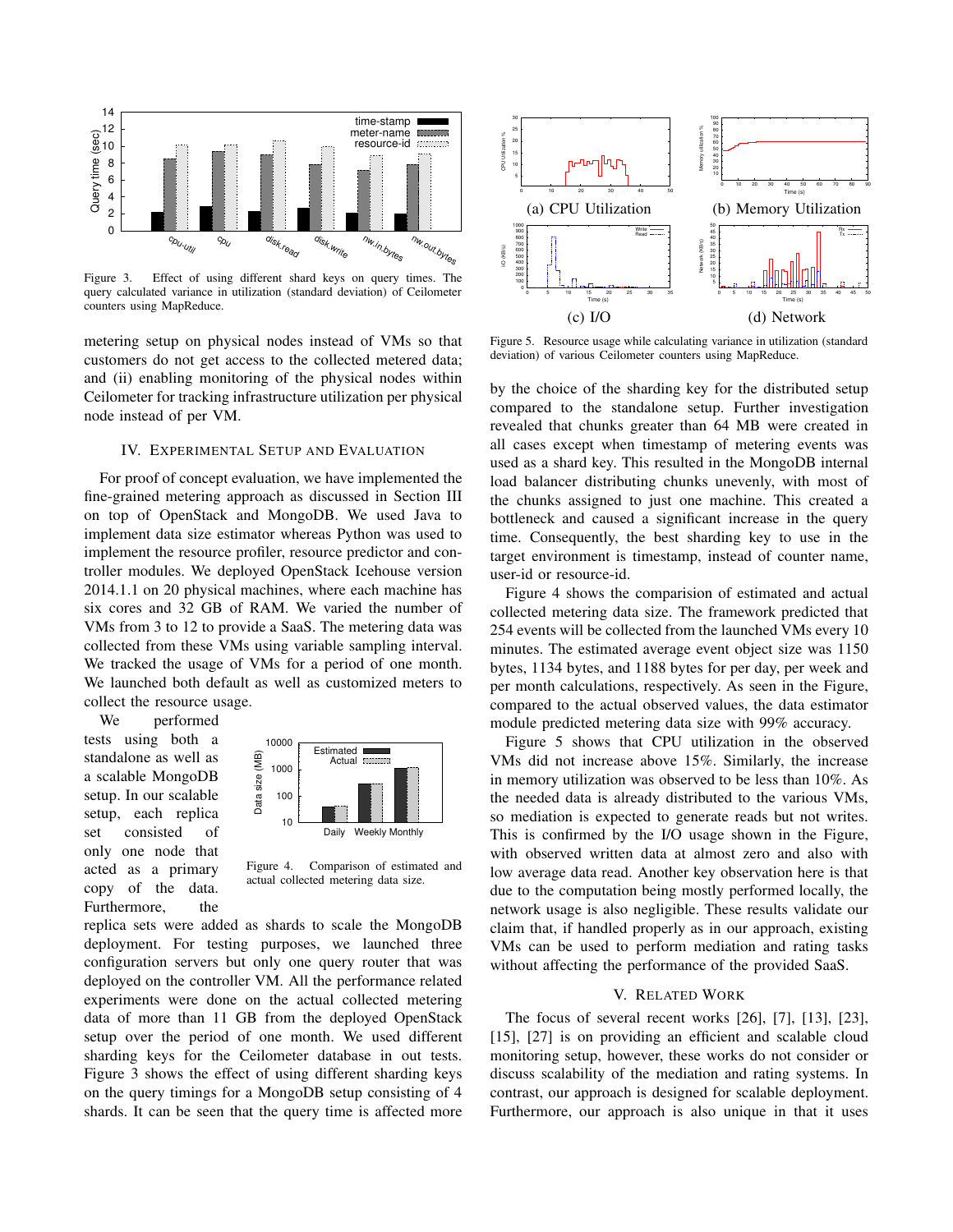Figure 3. Effect of using different shard keys on query times. The query calculated variance in utilization (standard deviation) of Ceilometer counters using MapReduce.

metering setup on physical nodes instead of VMs so that customers do not get access to the collected metered data; and (ii) enabling monitoring of the physical nodes within Ceilometer for tracking infrastructure utilization per physical node instead of per VM.

## IV. Experimental Setup and Evaluation

For proof of concept evaluation, we have implemented the fine-grained metering approach as discussed in Section III on top of OpenStack and MongoDB. We used Java to implement data size estimator whereas Python was used to implement the resource profiler, resource predictor and controller modules. We deployed OpenStack Icehouse version 2014.1.1 on 20 physical machines, where each machine has six cores and 32 GB of RAM. We varied the number of VMs from 3 to 12 to provide a SaaS. The metering data was collected from these VMs using variable sampling interval. We tracked the usage of VMs for a period of one month. We launched both default as well as customized meters to collect the resource usage.

We performed tests using both a standalone as well as a scalable MongoDB setup. In our scalable setup, each replica set consisted of only one node that acted as a primary copy of the data. Furthermore, the replica sets were added as shards to scale the MongoDB deployment. For testing purposes, we launched three configuration servers but only one query router that was deployed on the controller VM. All the performance related experiments were done on the actual collected metering data of more than 11 GB from the deployed OpenStack setup over the period of one month. We used different sharding keys for the Ceilometer database in out tests. Figure 3 shows the effect of using different sharding keys on the query timings for a MongoDB setup consisting of 4 shards. It can be seen that the query time is affected more by the choice of the sharding key for the distributed setup compared to the standalone setup. Further investigation revealed that chunks greater than 64 MB were created in all cases except when timestamp of metering events was used as a shard key. This resulted in the MongoDB internal load balancer distributing chunks unevenly, with most of the chunks assigned to just one machine. This created a bottleneck and caused a significant increase in the query time. Consequently, the best sharding key to use in the target environment is timestamp, instead of counter name, user-id or resource-id.

Figure 4. Comparison of estimated and actual collected metering data size.

Figure 4 shows the comparision of estimated and actual collected metering data size. The framework predicted that 254 events will be collected from the launched VMs every 10 minutes. The estimated average event object size was 1150 bytes, 1134 bytes, and 1188 bytes for per day, per week and per month calculations, respectively. As seen in the Figure, compared to the actual observed values, the data estimator module predicted metering data size with 99% accuracy.

Figure 5. Resource usage while calculating variance in utilization (standard deviation) of various Ceilometer counters using MapReduce.

Figure 5 shows that CPU utilization in the observed VMs did not increase above 15%. Similarly, the increase in memory utilization was observed to be less than 10%. As the needed data is already distributed to the various VMs, so mediation is expected to generate reads but not writes. This is confirmed by the I/O usage shown in the Figure, with observed written data at almost zero and also with low average data read. Another key observation here is that due to the computation being mostly performed locally, the network usage is also negligible. These results validate our claim that, if handled properly as in our approach, existing VMs can be used to perform mediation and rating tasks without affecting the performance of the provided SaaS.

## V. Related Work

The focus of several recent works [26], [7], [13], [23], [15], [27] is on providing an efficient and scalable cloud monitoring setup, however, these works do not consider or discuss scalability of the mediation and rating systems. In contrast, our approach is designed for scalable deployment. Furthermore, our approach is also unique in that it uses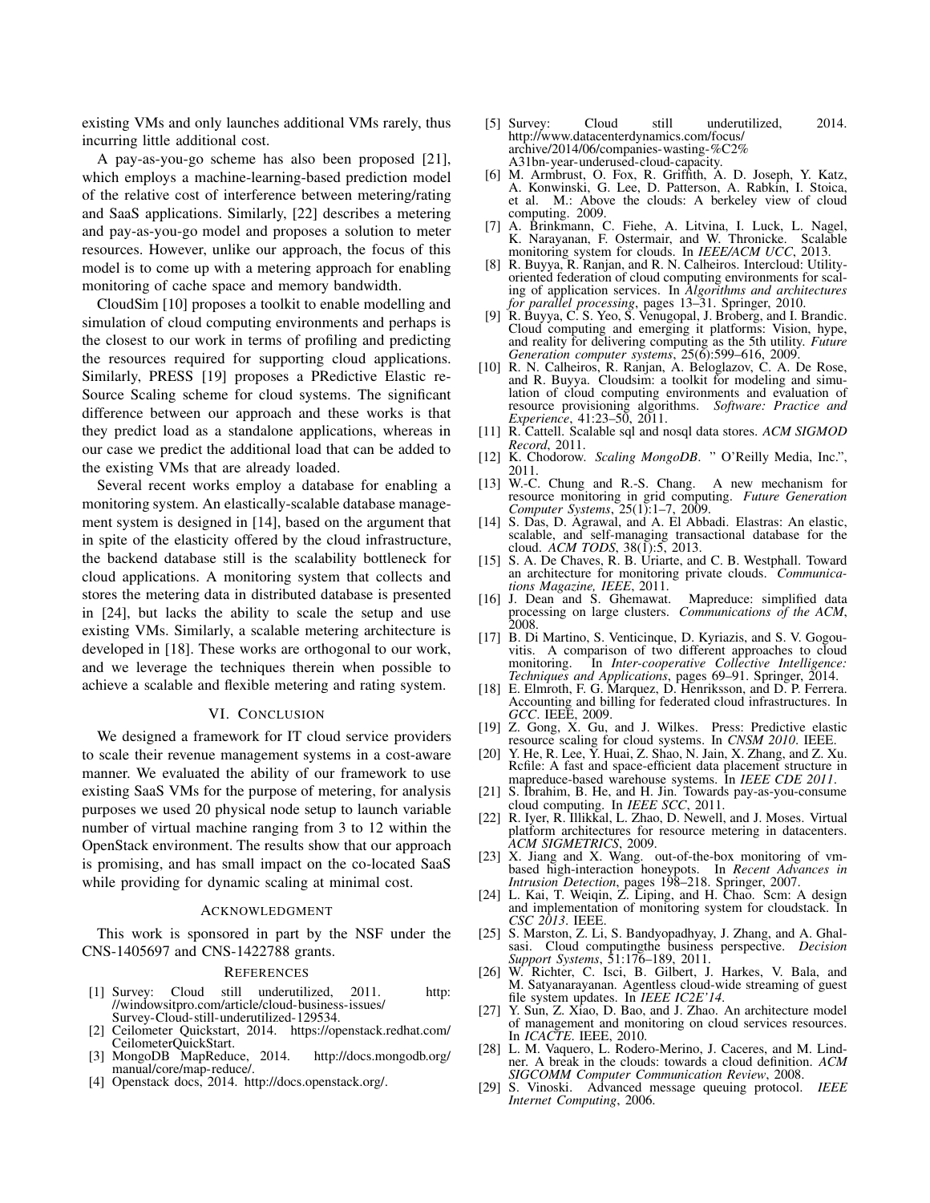existing VMs and only launches additional VMs rarely, thus incurring little additional cost.

A pay-as-you-go scheme has also been proposed [21], which employs a machine-learning-based prediction model of the relative cost of interference between metering/rating and SaaS applications. Similarly, [22] describes a metering and pay-as-you-go model and proposes a solution to meter resources. However, unlike our approach, the focus of this model is to come up with a metering approach for enabling monitoring of cache space and memory bandwidth.

CloudSim [10] proposes a toolkit to enable modelling and simulation of cloud computing environments and perhaps is the closest to our work in terms of profiling and predicting the resources required for supporting cloud applications. Similarly, PRESS [19] proposes a PRedictive Elastic reSource Scaling scheme for cloud systems. The significant difference between our approach and these works is that they predict load as a standalone applications, whereas in our case we predict the additional load that can be added to the existing VMs that are already loaded.

Several recent works employ a database for enabling a monitoring system. An elastically-scalable database management system is designed in [14], based on the argument that in spite of the elasticity offered by the cloud infrastructure, the backend database still is the scalability bottleneck for cloud applications. A monitoring system that collects and stores the metering data in distributed database is presented in [24], but lacks the ability to scale the setup and use existing VMs. Similarly, a scalable metering architecture is developed in [18]. These works are orthogonal to our work, and we leverage the techniques therein when possible to achieve a scalable and flexible metering and rating system.

## VI. Conclusion

We designed a framework for IT cloud service providers to scale their revenue management systems in a cost-aware manner. We evaluated the ability of our framework to use existing SaaS VMs for the purpose of metering, for analysis purposes we used 20 physical node setup to launch variable number of virtual machine ranging from 3 to 12 within the OpenStack environment. The results show that our approach is promising, and has small impact on the co-located SaaS while providing for dynamic scaling at minimal cost.

## Acknowledgment

This work is sponsored in part by the NSF under the CNS-1405697 and CNS-1422788 grants.

## References

[1] Survey: Cloud still underutilized, 2011. http://windowsitpro.com/article/cloud-business-issues/Survey-Cloud-still-underutilized-129534.

[2] Ceilometer Quickstart, 2014. https://openstack.redhat.com/CeilometerQuickStart.

[3] MongoDB MapReduce, 2014. http://docs.mongodb.org/manual/core/map-reduce/.

[4] Openstack docs, 2014. http://docs.openstack.org/.

[5] Survey: Cloud still underutilized, 2014. http://www.datacenterdynamics.com/focus/archive/2014/06/companies-wasting-%C2%A31bn-year-underused-cloud-capacity.

[6] M. Armbrust, O. Fox, R. Griffith, A. D. Joseph, Y. Katz, A. Konwinski, G. Lee, D. Patterson, A. Rabkin, I. Stoica, et al. M.: Above the clouds: A berkeley view of cloud computing. 2009.

[7] A. Brinkmann, C. Fiehe, A. Litvina, I. Luck, L. Nagel, K. Narayanan, F. Ostermair, and W. Thronicke. Scalable monitoring system for clouds. In *IEEE/ACM UCC*, 2013.

[8] R. Buyya, R. Ranjan, and R. N. Calheiros. Intercloud: Utility-oriented federation of cloud computing environments for scaling of application services. In *Algorithms and architectures for parallel processing*, pages 13–31. Springer, 2010.

[9] R. Buyya, C. S. Yeo, S. Venugopal, J. Broberg, and I. Brandic. Cloud computing and emerging it platforms: Vision, hype, and reality for delivering computing as the 5th utility. *Future Generation computer systems*, 25(6):599–616, 2009.

[10] R. N. Calheiros, R. Ranjan, A. Beloglazov, C. A. De Rose, and R. Buyya. Cloudsim: a toolkit for modeling and simulation of cloud computing environments and evaluation of resource provisioning algorithms. *Software: Practice and Experience*, 41:23–50, 2011.

[11] R. Cattell. Scalable sql and nosql data stores. *ACM SIGMOD Record*, 2011.

[12] K. Chodorow. *Scaling MongoDB*. " O'Reilly Media, Inc.", 2011.

[13] W.-C. Chung and R.-S. Chang. A new mechanism for resource monitoring in grid computing. *Future Generation Computer Systems*, 25(1):1–7, 2009.

[14] S. Das, D. Agrawal, and A. El Abbadi. Elastras: An elastic, scalable, and self-managing transactional database for the cloud. *ACM TODS*, 38(1):5, 2013.

[15] S. A. De Chaves, R. B. Uriarte, and C. B. Westphall. Toward an architecture for monitoring private clouds. *Communications Magazine, IEEE*, 2011.

[16] J. Dean and S. Ghemawat. Mapreduce: simplified data processing on large clusters. *Communications of the ACM*, 2008.

[17] B. Di Martino, S. Venticinque, D. Kyriazis, and S. V. Gogouvitis. A comparison of two different approaches to cloud monitoring. In *Inter-cooperative Collective Intelligence: Techniques and Applications*, pages 69–91. Springer, 2014.

[18] E. Elmroth, F. G. Marquez, D. Henriksson, and D. P. Ferrera. Accounting and billing for federated cloud infrastructures. In *GCC*. IEEE, 2009.

[19] Z. Gong, X. Gu, and J. Wilkes. Press: Predictive elastic resource scaling for cloud systems. In *CNSM 2010*. IEEE.

[20] Y. He, R. Lee, Y. Huai, Z. Shao, N. Jain, X. Zhang, and Z. Xu. Rcfile: A fast and space-efficient data placement structure in mapreduce-based warehouse systems. In *IEEE CDE 2011*.

[21] S. Ibrahim, B. He, and H. Jin. Towards pay-as-you-consume cloud computing. In *IEEE SCC*, 2011.

[22] R. Iyer, R. Illikkal, L. Zhao, D. Newell, and J. Moses. Virtual platform architectures for resource metering in datacenters. *ACM SIGMETRICS*, 2009.

[23] X. Jiang and X. Wang. out-of-the-box monitoring of vm-based high-interaction honeypots. In *Recent Advances in Intrusion Detection*, pages 198–218. Springer, 2007.

[24] L. Kai, T. Weiqin, Z. Liping, and H. Chao. Scm: A design and implementation of monitoring system for cloudstack. In *CSC 2013*. IEEE.

[25] S. Marston, Z. Li, S. Bandyopadhyay, J. Zhang, and A. Ghalsasi. Cloud computingthe business perspective. *Decision Support Systems*, 51:176–189, 2011.

[26] W. Richter, C. Isci, B. Gilbert, J. Harkes, V. Bala, and M. Satyanarayanan. Agentless cloud-wide streaming of guest file system updates. In *IEEE IC2E'14*.

[27] Y. Sun, Z. Xiao, D. Bao, and J. Zhao. An architecture model of management and monitoring on cloud services resources. In *ICACTE*. IEEE, 2010.

[28] L. M. Vaquero, L. Rodero-Merino, J. Caceres, and M. Lindner. A break in the clouds: towards a cloud definition. *ACM SIGCOMM Computer Communication Review*, 2008.

[29] S. Vinoski. Advanced message queuing protocol. *IEEE Internet Computing*, 2006.